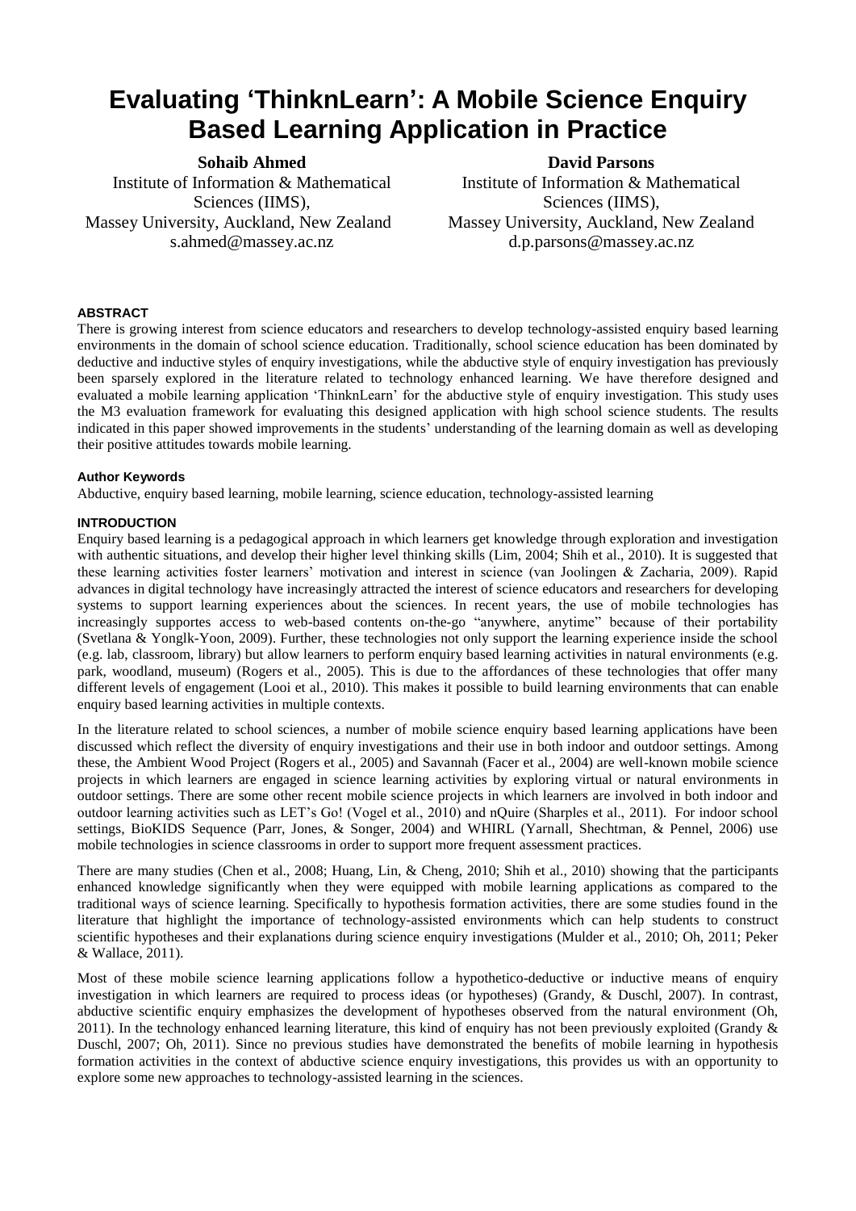# Evaluating 'ThinknLearn': A Mobile Science Enquiry Based Learning Application in Practice

**Sohaib Ahmed**
Institute of Information & Mathematical Sciences (IIMS),
Massey University, Auckland, New Zealand
s.ahmed@massey.ac.nz

**David Parsons**
Institute of Information & Mathematical Sciences (IIMS),
Massey University, Auckland, New Zealand
d.p.parsons@massey.ac.nz

## ABSTRACT

There is growing interest from science educators and researchers to develop technology-assisted enquiry based learning environments in the domain of school science education. Traditionally, school science education has been dominated by deductive and inductive styles of enquiry investigations, while the abductive style of enquiry investigation has previously been sparsely explored in the literature related to technology enhanced learning. We have therefore designed and evaluated a mobile learning application 'ThinknLearn' for the abductive style of enquiry investigation. This study uses the M3 evaluation framework for evaluating this designed application with high school science students. The results indicated in this paper showed improvements in the students' understanding of the learning domain as well as developing their positive attitudes towards mobile learning.

### Author Keywords

Abductive, enquiry based learning, mobile learning, science education, technology-assisted learning

## INTRODUCTION

Enquiry based learning is a pedagogical approach in which learners get knowledge through exploration and investigation with authentic situations, and develop their higher level thinking skills (Lim, 2004; Shih et al., 2010). It is suggested that these learning activities foster learners' motivation and interest in science (van Joolingen & Zacharia, 2009). Rapid advances in digital technology have increasingly attracted the interest of science educators and researchers for developing systems to support learning experiences about the sciences. In recent years, the use of mobile technologies has increasingly supportes access to web-based contents on-the-go "anywhere, anytime" because of their portability (Svetlana & Yonglk-Yoon, 2009). Further, these technologies not only support the learning experience inside the school (e.g. lab, classroom, library) but allow learners to perform enquiry based learning activities in natural environments (e.g. park, woodland, museum) (Rogers et al., 2005). This is due to the affordances of these technologies that offer many different levels of engagement (Looi et al., 2010). This makes it possible to build learning environments that can enable enquiry based learning activities in multiple contexts.

In the literature related to school sciences, a number of mobile science enquiry based learning applications have been discussed which reflect the diversity of enquiry investigations and their use in both indoor and outdoor settings. Among these, the Ambient Wood Project (Rogers et al., 2005) and Savannah (Facer et al., 2004) are well-known mobile science projects in which learners are engaged in science learning activities by exploring virtual or natural environments in outdoor settings. There are some other recent mobile science projects in which learners are involved in both indoor and outdoor learning activities such as LET's Go! (Vogel et al., 2010) and nQuire (Sharples et al., 2011). For indoor school settings, BioKIDS Sequence (Parr, Jones, & Songer, 2004) and WHIRL (Yarnall, Shechtman, & Pennel, 2006) use mobile technologies in science classrooms in order to support more frequent assessment practices.

There are many studies (Chen et al., 2008; Huang, Lin, & Cheng, 2010; Shih et al., 2010) showing that the participants enhanced knowledge significantly when they were equipped with mobile learning applications as compared to the traditional ways of science learning. Specifically to hypothesis formation activities, there are some studies found in the literature that highlight the importance of technology-assisted environments which can help students to construct scientific hypotheses and their explanations during science enquiry investigations (Mulder et al., 2010; Oh, 2011; Peker & Wallace, 2011).

Most of these mobile science learning applications follow a hypothetico-deductive or inductive means of enquiry investigation in which learners are required to process ideas (or hypotheses) (Grandy, & Duschl, 2007). In contrast, abductive scientific enquiry emphasizes the development of hypotheses observed from the natural environment (Oh, 2011). In the technology enhanced learning literature, this kind of enquiry has not been previously exploited (Grandy & Duschl, 2007; Oh, 2011). Since no previous studies have demonstrated the benefits of mobile learning in hypothesis formation activities in the context of abductive science enquiry investigations, this provides us with an opportunity to explore some new approaches to technology-assisted learning in the sciences.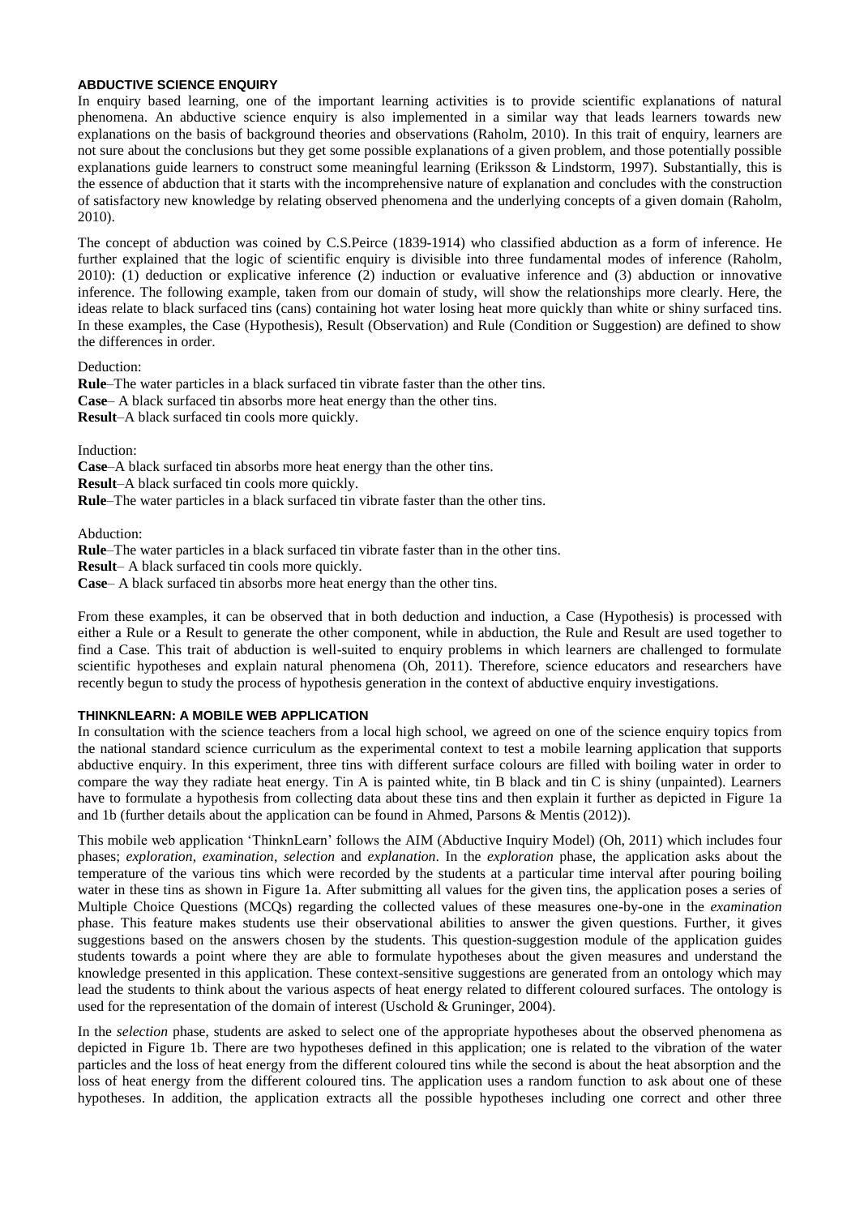## ABDUCTIVE SCIENCE ENQUIRY

In enquiry based learning, one of the important learning activities is to provide scientific explanations of natural phenomena. An abductive science enquiry is also implemented in a similar way that leads learners towards new explanations on the basis of background theories and observations (Raholm, 2010). In this trait of enquiry, learners are not sure about the conclusions but they get some possible explanations of a given problem, and those potentially possible explanations guide learners to construct some meaningful learning (Eriksson & Lindstorm, 1997). Substantially, this is the essence of abduction that it starts with the incomprehensive nature of explanation and concludes with the construction of satisfactory new knowledge by relating observed phenomena and the underlying concepts of a given domain (Raholm, 2010).

The concept of abduction was coined by C.S.Peirce (1839-1914) who classified abduction as a form of inference. He further explained that the logic of scientific enquiry is divisible into three fundamental modes of inference (Raholm, 2010): (1) deduction or explicative inference (2) induction or evaluative inference and (3) abduction or innovative inference. The following example, taken from our domain of study, will show the relationships more clearly. Here, the ideas relate to black surfaced tins (cans) containing hot water losing heat more quickly than white or shiny surfaced tins. In these examples, the Case (Hypothesis), Result (Observation) and Rule (Condition or Suggestion) are defined to show the differences in order.

Deduction:

**Rule**–The water particles in a black surfaced tin vibrate faster than the other tins.
**Case**– A black surfaced tin absorbs more heat energy than the other tins.
**Result**–A black surfaced tin cools more quickly.

Induction:

**Case**–A black surfaced tin absorbs more heat energy than the other tins.
**Result**–A black surfaced tin cools more quickly.
**Rule**–The water particles in a black surfaced tin vibrate faster than the other tins.

Abduction:

**Rule**–The water particles in a black surfaced tin vibrate faster than in the other tins.
**Result**– A black surfaced tin cools more quickly.
**Case**– A black surfaced tin absorbs more heat energy than the other tins.

From these examples, it can be observed that in both deduction and induction, a Case (Hypothesis) is processed with either a Rule or a Result to generate the other component, while in abduction, the Rule and Result are used together to find a Case. This trait of abduction is well-suited to enquiry problems in which learners are challenged to formulate scientific hypotheses and explain natural phenomena (Oh, 2011). Therefore, science educators and researchers have recently begun to study the process of hypothesis generation in the context of abductive enquiry investigations.

## THINKNLEARN: A MOBILE WEB APPLICATION

In consultation with the science teachers from a local high school, we agreed on one of the science enquiry topics from the national standard science curriculum as the experimental context to test a mobile learning application that supports abductive enquiry. In this experiment, three tins with different surface colours are filled with boiling water in order to compare the way they radiate heat energy. Tin A is painted white, tin B black and tin C is shiny (unpainted). Learners have to formulate a hypothesis from collecting data about these tins and then explain it further as depicted in Figure 1a and 1b (further details about the application can be found in Ahmed, Parsons & Mentis (2012)).

This mobile web application 'ThinknLearn' follows the AIM (Abductive Inquiry Model) (Oh, 2011) which includes four phases; *exploration*, *examination*, *selection* and *explanation*. In the *exploration* phase, the application asks about the temperature of the various tins which were recorded by the students at a particular time interval after pouring boiling water in these tins as shown in Figure 1a. After submitting all values for the given tins, the application poses a series of Multiple Choice Questions (MCQs) regarding the collected values of these measures one-by-one in the *examination* phase. This feature makes students use their observational abilities to answer the given questions. Further, it gives suggestions based on the answers chosen by the students. This question-suggestion module of the application guides students towards a point where they are able to formulate hypotheses about the given measures and understand the knowledge presented in this application. These context-sensitive suggestions are generated from an ontology which may lead the students to think about the various aspects of heat energy related to different coloured surfaces. The ontology is used for the representation of the domain of interest (Uschold & Gruninger, 2004).

In the *selection* phase, students are asked to select one of the appropriate hypotheses about the observed phenomena as depicted in Figure 1b. There are two hypotheses defined in this application; one is related to the vibration of the water particles and the loss of heat energy from the different coloured tins while the second is about the heat absorption and the loss of heat energy from the different coloured tins. The application uses a random function to ask about one of these hypotheses. In addition, the application extracts all the possible hypotheses including one correct and other three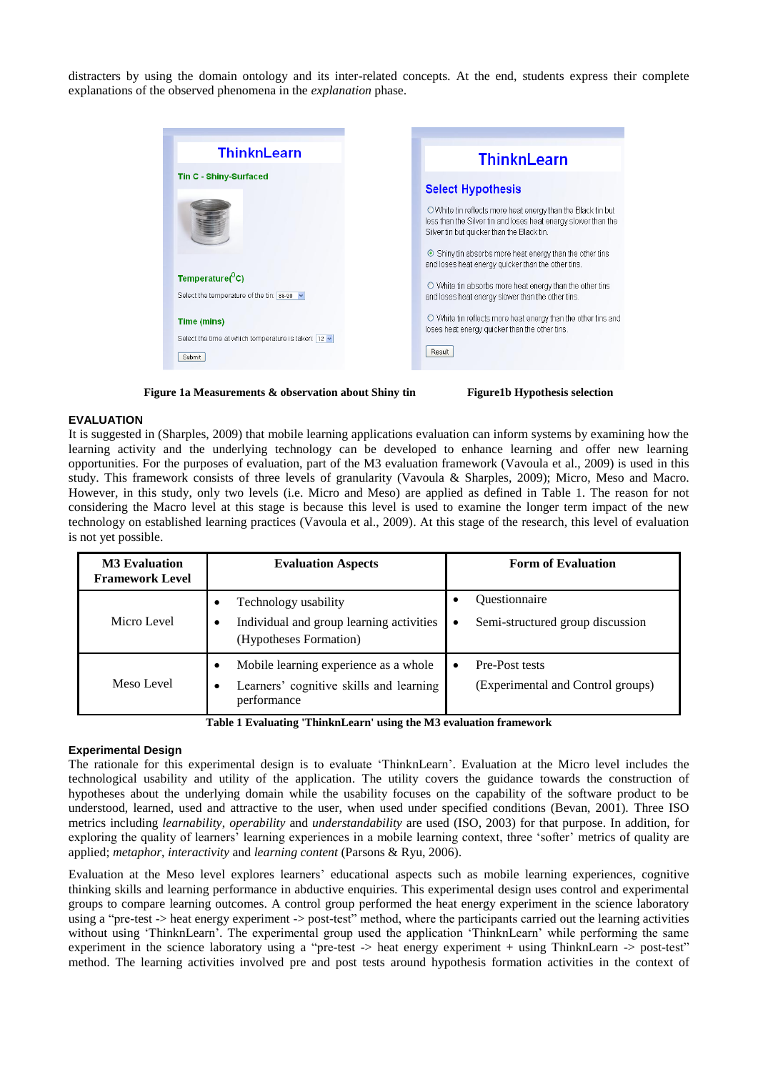distracters by using the domain ontology and its inter-related concepts. At the end, students express their complete explanations of the observed phenomena in the *explanation* phase.

**Figure 1a Measurements & observation about Shiny tin**

**Figure1b Hypothesis selection**

### EVALUATION

It is suggested in (Sharples, 2009) that mobile learning applications evaluation can inform systems by examining how the learning activity and the underlying technology can be developed to enhance learning and offer new learning opportunities. For the purposes of evaluation, part of the M3 evaluation framework (Vavoula et al., 2009) is used in this study. This framework consists of three levels of granularity (Vavoula & Sharples, 2009); Micro, Meso and Macro. However, in this study, only two levels (i.e. Micro and Meso) are applied as defined in Table 1. The reason for not considering the Macro level at this stage is because this level is used to examine the longer term impact of the new technology on established learning practices (Vavoula et al., 2009). At this stage of the research, this level of evaluation is not yet possible.

| M3 Evaluation Framework Level | Evaluation Aspects | Form of Evaluation |
|---|---|---|
| Micro Level | • Technology usability<br>• Individual and group learning activities (Hypotheses Formation) | • Questionnaire<br>• Semi-structured group discussion |
| Meso Level | • Mobile learning experience as a whole<br>• Learners' cognitive skills and learning performance | • Pre-Post tests (Experimental and Control groups) |

**Table 1 Evaluating 'ThinknLearn' using the M3 evaluation framework**

#### Experimental Design

The rationale for this experimental design is to evaluate 'ThinknLearn'. Evaluation at the Micro level includes the technological usability and utility of the application. The utility covers the guidance towards the construction of hypotheses about the underlying domain while the usability focuses on the capability of the software product to be understood, learned, used and attractive to the user, when used under specified conditions (Bevan, 2001). Three ISO metrics including *learnability*, *operability* and *understandability* are used (ISO, 2003) for that purpose. In addition, for exploring the quality of learners' learning experiences in a mobile learning context, three 'softer' metrics of quality are applied; *metaphor*, *interactivity* and *learning content* (Parsons & Ryu, 2006).

Evaluation at the Meso level explores learners' educational aspects such as mobile learning experiences, cognitive thinking skills and learning performance in abductive enquiries. This experimental design uses control and experimental groups to compare learning outcomes. A control group performed the heat energy experiment in the science laboratory using a "pre-test -> heat energy experiment -> post-test" method, where the participants carried out the learning activities without using 'ThinknLearn'. The experimental group used the application 'ThinknLearn' while performing the same experiment in the science laboratory using a "pre-test -> heat energy experiment + using ThinknLearn -> post-test" method. The learning activities involved pre and post tests around hypothesis formation activities in the context of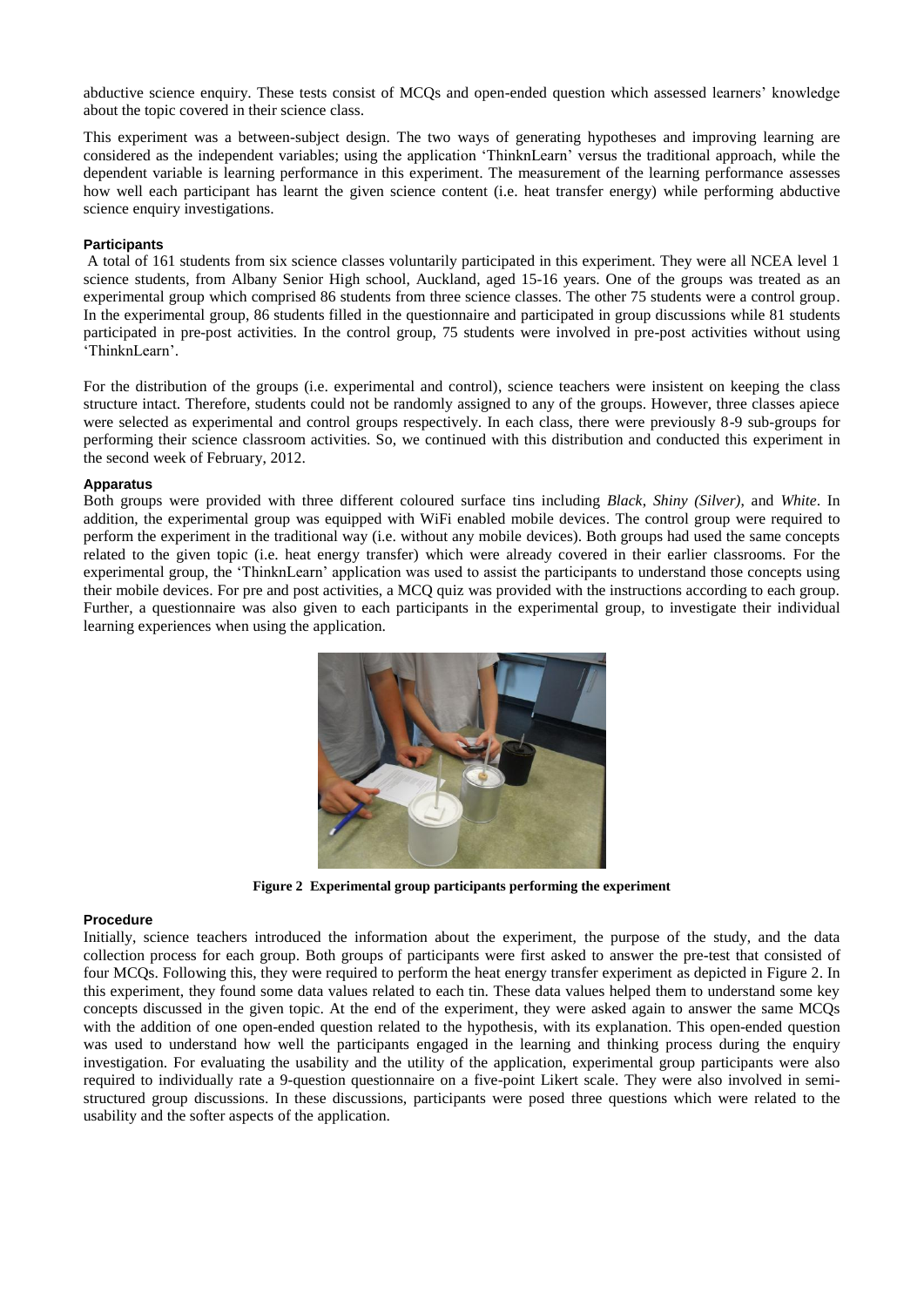abductive science enquiry. These tests consist of MCQs and open-ended question which assessed learners' knowledge about the topic covered in their science class.

This experiment was a between-subject design. The two ways of generating hypotheses and improving learning are considered as the independent variables; using the application 'ThinknLearn' versus the traditional approach, while the dependent variable is learning performance in this experiment. The measurement of the learning performance assesses how well each participant has learnt the given science content (i.e. heat transfer energy) while performing abductive science enquiry investigations.

#### Participants

A total of 161 students from six science classes voluntarily participated in this experiment. They were all NCEA level 1 science students, from Albany Senior High school, Auckland, aged 15-16 years. One of the groups was treated as an experimental group which comprised 86 students from three science classes. The other 75 students were a control group. In the experimental group, 86 students filled in the questionnaire and participated in group discussions while 81 students participated in pre-post activities. In the control group, 75 students were involved in pre-post activities without using 'ThinknLearn'.

For the distribution of the groups (i.e. experimental and control), science teachers were insistent on keeping the class structure intact. Therefore, students could not be randomly assigned to any of the groups. However, three classes apiece were selected as experimental and control groups respectively. In each class, there were previously 8-9 sub-groups for performing their science classroom activities. So, we continued with this distribution and conducted this experiment in the second week of February, 2012.

#### Apparatus

Both groups were provided with three different coloured surface tins including *Black*, *Shiny (Silver)*, and *White*. In addition, the experimental group was equipped with WiFi enabled mobile devices. The control group were required to perform the experiment in the traditional way (i.e. without any mobile devices). Both groups had used the same concepts related to the given topic (i.e. heat energy transfer) which were already covered in their earlier classrooms. For the experimental group, the 'ThinknLearn' application was used to assist the participants to understand those concepts using their mobile devices. For pre and post activities, a MCQ quiz was provided with the instructions according to each group. Further, a questionnaire was also given to each participants in the experimental group, to investigate their individual learning experiences when using the application.

**Figure 2 Experimental group participants performing the experiment**

#### Procedure

Initially, science teachers introduced the information about the experiment, the purpose of the study, and the data collection process for each group. Both groups of participants were first asked to answer the pre-test that consisted of four MCQs. Following this, they were required to perform the heat energy transfer experiment as depicted in Figure 2. In this experiment, they found some data values related to each tin. These data values helped them to understand some key concepts discussed in the given topic. At the end of the experiment, they were asked again to answer the same MCQs with the addition of one open-ended question related to the hypothesis, with its explanation. This open-ended question was used to understand how well the participants engaged in the learning and thinking process during the enquiry investigation. For evaluating the usability and the utility of the application, experimental group participants were also required to individually rate a 9-question questionnaire on a five-point Likert scale. They were also involved in semi-structured group discussions. In these discussions, participants were posed three questions which were related to the usability and the softer aspects of the application.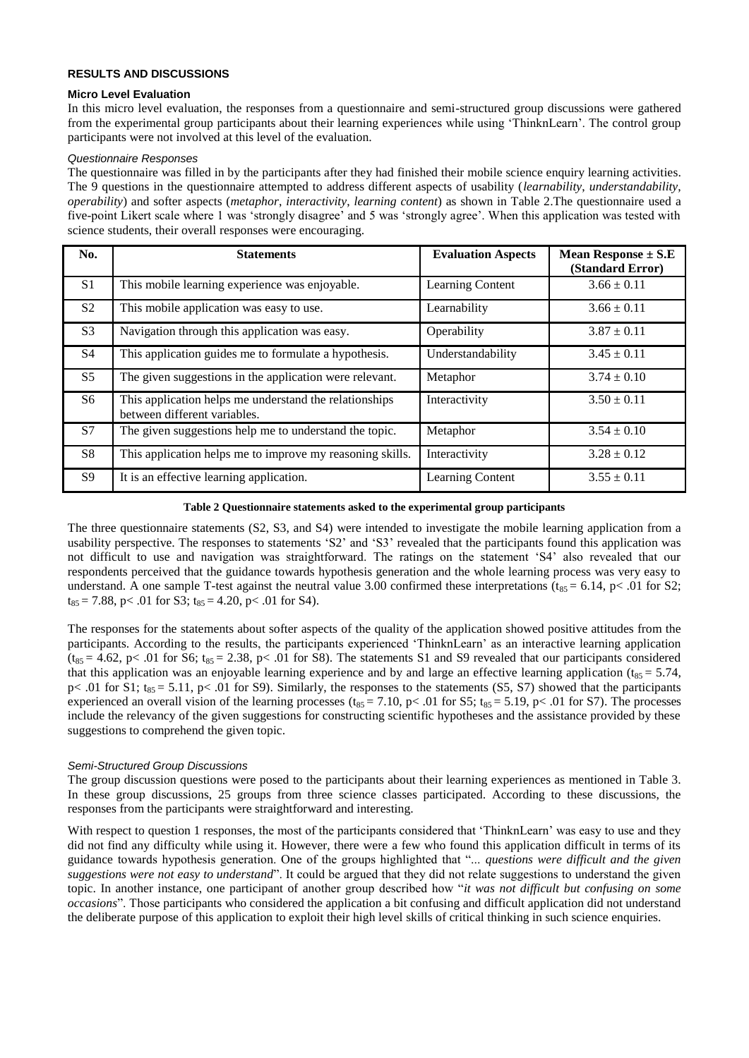## RESULTS AND DISCUSSIONS

### Micro Level Evaluation

In this micro level evaluation, the responses from a questionnaire and semi-structured group discussions were gathered from the experimental group participants about their learning experiences while using 'ThinknLearn'. The control group participants were not involved at this level of the evaluation.

#### *Questionnaire Responses*

The questionnaire was filled in by the participants after they had finished their mobile science enquiry learning activities. The 9 questions in the questionnaire attempted to address different aspects of usability (*learnability*, *understandability*, *operability*) and softer aspects (*metaphor*, *interactivity*, *learning content*) as shown in Table 2.The questionnaire used a five-point Likert scale where 1 was 'strongly disagree' and 5 was 'strongly agree'. When this application was tested with science students, their overall responses were encouraging.

| No. | Statements | Evaluation Aspects | Mean Response ± S.E (Standard Error) |
|---|---|---|---|
| S1 | This mobile learning experience was enjoyable. | Learning Content | 3.66 ± 0.11 |
| S2 | This mobile application was easy to use. | Learnability | 3.66 ± 0.11 |
| S3 | Navigation through this application was easy. | Operability | 3.87 ± 0.11 |
| S4 | This application guides me to formulate a hypothesis. | Understandability | 3.45 ± 0.11 |
| S5 | The given suggestions in the application were relevant. | Metaphor | 3.74 ± 0.10 |
| S6 | This application helps me understand the relationships between different variables. | Interactivity | 3.50 ± 0.11 |
| S7 | The given suggestions help me to understand the topic. | Metaphor | 3.54 ± 0.10 |
| S8 | This application helps me to improve my reasoning skills. | Interactivity | 3.28 ± 0.12 |
| S9 | It is an effective learning application. | Learning Content | 3.55 ± 0.11 |

**Table 2 Questionnaire statements asked to the experimental group participants**

The three questionnaire statements (S2, S3, and S4) were intended to investigate the mobile learning application from a usability perspective. The responses to statements 'S2' and 'S3' revealed that the participants found this application was not difficult to use and navigation was straightforward. The ratings on the statement 'S4' also revealed that our respondents perceived that the guidance towards hypothesis generation and the whole learning process was very easy to understand. A one sample T-test against the neutral value 3.00 confirmed these interpretations ($t_{85} = 6.14$, $p < .01$ for S2; $t_{85} = 7.88$, $p < .01$ for S3; $t_{85} = 4.20$, $p < .01$ for S4).

The responses for the statements about softer aspects of the quality of the application showed positive attitudes from the participants. According to the results, the participants experienced 'ThinknLearn' as an interactive learning application ($t_{85} = 4.62$, $p < .01$ for S6; $t_{85} = 2.38$, $p < .01$ for S8). The statements S1 and S9 revealed that our participants considered that this application was an enjoyable learning experience and by and large an effective learning application ($t_{85} = 5.74$, $p < .01$ for S1; $t_{85} = 5.11$, $p < .01$ for S9). Similarly, the responses to the statements (S5, S7) showed that the participants experienced an overall vision of the learning processes ($t_{85} = 7.10$, $p < .01$ for S5; $t_{85} = 5.19$, $p < .01$ for S7). The processes include the relevancy of the given suggestions for constructing scientific hypotheses and the assistance provided by these suggestions to comprehend the given topic.

#### *Semi-Structured Group Discussions*

The group discussion questions were posed to the participants about their learning experiences as mentioned in Table 3. In these group discussions, 25 groups from three science classes participated. According to these discussions, the responses from the participants were straightforward and interesting.

With respect to question 1 responses, the most of the participants considered that 'ThinknLearn' was easy to use and they did not find any difficulty while using it. However, there were a few who found this application difficult in terms of its guidance towards hypothesis generation. One of the groups highlighted that "*... questions were difficult and the given suggestions were not easy to understand*". It could be argued that they did not relate suggestions to understand the given topic. In another instance, one participant of another group described how "*it was not difficult but confusing on some occasions*". Those participants who considered the application a bit confusing and difficult application did not understand the deliberate purpose of this application to exploit their high level skills of critical thinking in such science enquiries.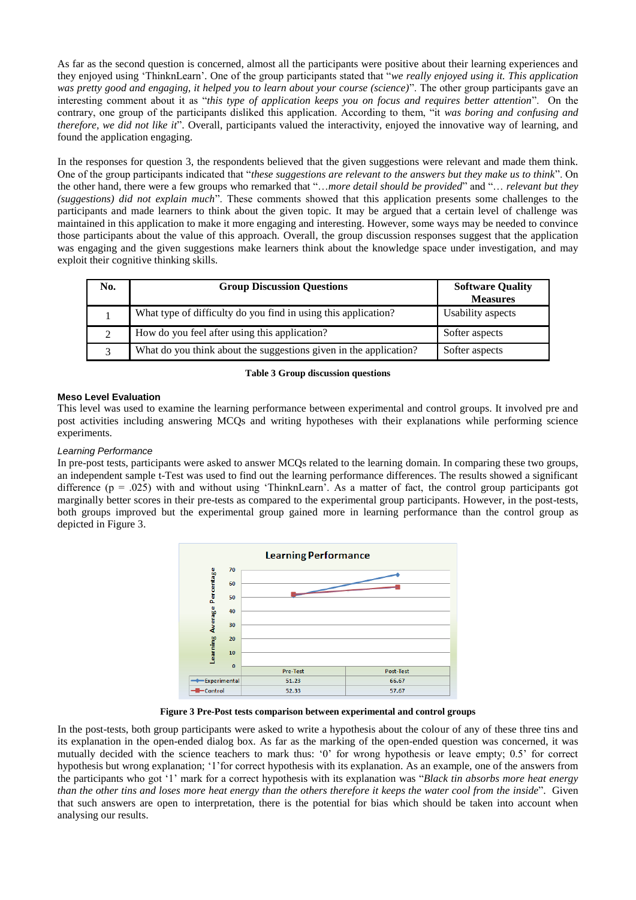As far as the second question is concerned, almost all the participants were positive about their learning experiences and they enjoyed using 'ThinknLearn'. One of the group participants stated that "*we really enjoyed using it. This application was pretty good and engaging, it helped you to learn about your course (science)*". The other group participants gave an interesting comment about it as "*this type of application keeps you on focus and requires better attention*". On the contrary, one group of the participants disliked this application. According to them, "it *was boring and confusing and therefore, we did not like it*". Overall, participants valued the interactivity, enjoyed the innovative way of learning, and found the application engaging.

In the responses for question 3, the respondents believed that the given suggestions were relevant and made them think. One of the group participants indicated that "*these suggestions are relevant to the answers but they make us to think*". On the other hand, there were a few groups who remarked that "*…more detail should be provided*" and "*… relevant but they (suggestions) did not explain much*". These comments showed that this application presents some challenges to the participants and made learners to think about the given topic. It may be argued that a certain level of challenge was maintained in this application to make it more engaging and interesting. However, some ways may be needed to convince those participants about the value of this approach. Overall, the group discussion responses suggest that the application was engaging and the given suggestions make learners think about the knowledge space under investigation, and may exploit their cognitive thinking skills.

| No. | Group Discussion Questions | Software Quality Measures |
|---|---|---|
| 1 | What type of difficulty do you find in using this application? | Usability aspects |
| 2 | How do you feel after using this application? | Softer aspects |
| 3 | What do you think about the suggestions given in the application? | Softer aspects |

**Table 3 Group discussion questions**

### Meso Level Evaluation

This level was used to examine the learning performance between experimental and control groups. It involved pre and post activities including answering MCQs and writing hypotheses with their explanations while performing science experiments.

*Learning Performance*

In pre-post tests, participants were asked to answer MCQs related to the learning domain. In comparing these two groups, an independent sample t-Test was used to find out the learning performance differences. The results showed a significant difference ($p = .025$) with and without using 'ThinknLearn'. As a matter of fact, the control group participants got marginally better scores in their pre-tests as compared to the experimental group participants. However, in the post-tests, both groups improved but the experimental group gained more in learning performance than the control group as depicted in Figure 3.

| | Pre-Test | Post-Test |
|---|---|---|
| Experimental | 51.23 | 66.67 |
| Control | 52.33 | 57.67 |

**Figure 3 Pre-Post tests comparison between experimental and control groups**

In the post-tests, both group participants were asked to write a hypothesis about the colour of any of these three tins and its explanation in the open-ended dialog box. As far as the marking of the open-ended question was concerned, it was mutually decided with the science teachers to mark thus: '0' for wrong hypothesis or leave empty; 0.5' for correct hypothesis but wrong explanation; '1'for correct hypothesis with its explanation. As an example, one of the answers from the participants who got '1' mark for a correct hypothesis with its explanation was "*Black tin absorbs more heat energy than the other tins and loses more heat energy than the others therefore it keeps the water cool from the inside*". Given that such answers are open to interpretation, there is the potential for bias which should be taken into account when analysing our results.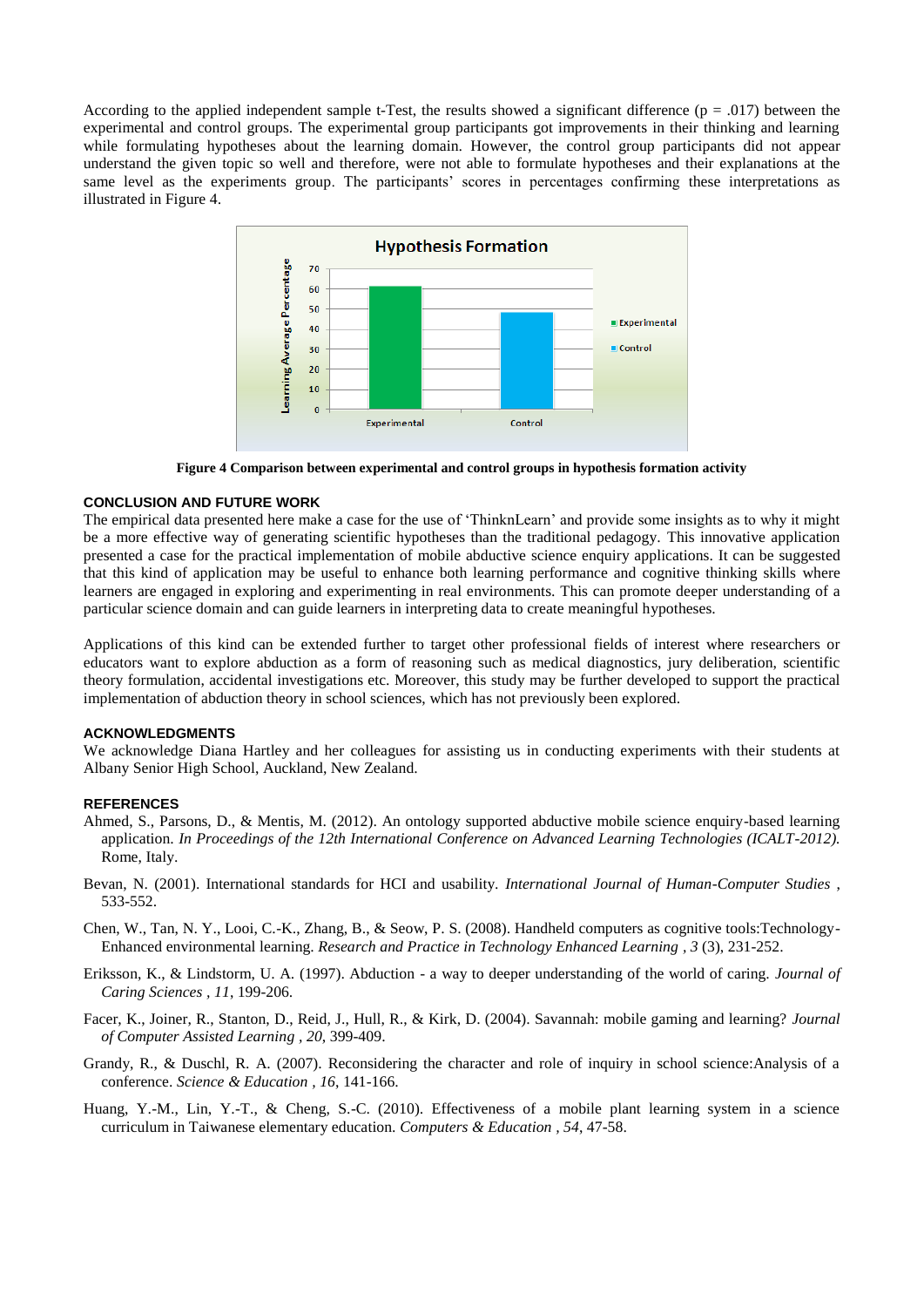According to the applied independent sample t-Test, the results showed a significant difference ($p = .017$) between the experimental and control groups. The experimental group participants got improvements in their thinking and learning while formulating hypotheses about the learning domain. However, the control group participants did not appear understand the given topic so well and therefore, were not able to formulate hypotheses and their explanations at the same level as the experiments group. The participants' scores in percentages confirming these interpretations as illustrated in Figure 4.

**Figure 4 Comparison between experimental and control groups in hypothesis formation activity**

## CONCLUSION AND FUTURE WORK

The empirical data presented here make a case for the use of 'ThinknLearn' and provide some insights as to why it might be a more effective way of generating scientific hypotheses than the traditional pedagogy. This innovative application presented a case for the practical implementation of mobile abductive science enquiry applications. It can be suggested that this kind of application may be useful to enhance both learning performance and cognitive thinking skills where learners are engaged in exploring and experimenting in real environments. This can promote deeper understanding of a particular science domain and can guide learners in interpreting data to create meaningful hypotheses.

Applications of this kind can be extended further to target other professional fields of interest where researchers or educators want to explore abduction as a form of reasoning such as medical diagnostics, jury deliberation, scientific theory formulation, accidental investigations etc. Moreover, this study may be further developed to support the practical implementation of abduction theory in school sciences, which has not previously been explored.

## ACKNOWLEDGMENTS

We acknowledge Diana Hartley and her colleagues for assisting us in conducting experiments with their students at Albany Senior High School, Auckland, New Zealand.

## REFERENCES

Ahmed, S., Parsons, D., & Mentis, M. (2012). An ontology supported abductive mobile science enquiry-based learning application. *In Proceedings of the 12th International Conference on Advanced Learning Technologies (ICALT-2012).* Rome, Italy.

Bevan, N. (2001). International standards for HCI and usability. *International Journal of Human-Computer Studies* , 533-552.

Chen, W., Tan, N. Y., Looi, C.-K., Zhang, B., & Seow, P. S. (2008). Handheld computers as cognitive tools:Technology-Enhanced environmental learning. *Research and Practice in Technology Enhanced Learning* , *3* (3), 231-252.

Eriksson, K., & Lindstorm, U. A. (1997). Abduction - a way to deeper understanding of the world of caring. *Journal of Caring Sciences* , *11*, 199-206.

Facer, K., Joiner, R., Stanton, D., Reid, J., Hull, R., & Kirk, D. (2004). Savannah: mobile gaming and learning? *Journal of Computer Assisted Learning* , *20*, 399-409.

Grandy, R., & Duschl, R. A. (2007). Reconsidering the character and role of inquiry in school science:Analysis of a conference. *Science & Education* , *16*, 141-166.

Huang, Y.-M., Lin, Y.-T., & Cheng, S.-C. (2010). Effectiveness of a mobile plant learning system in a science curriculum in Taiwanese elementary education. *Computers & Education* , *54*, 47-58.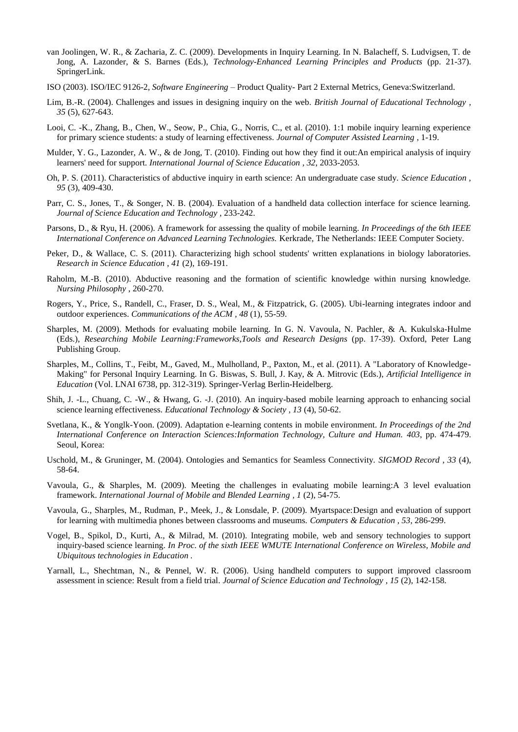van Joolingen, W. R., & Zacharia, Z. C. (2009). Developments in Inquiry Learning. In N. Balacheff, S. Ludvigsen, T. de Jong, A. Lazonder, & S. Barnes (Eds.), *Technology-Enhanced Learning Principles and Products* (pp. 21-37). SpringerLink.

ISO (2003). ISO/IEC 9126-2, *Software Engineering* – Product Quality- Part 2 External Metrics, Geneva:Switzerland.

Lim, B.-R. (2004). Challenges and issues in designing inquiry on the web. *British Journal of Educational Technology , 35* (5), 627-643.

Looi, C. -K., Zhang, B., Chen, W., Seow, P., Chia, G., Norris, C., et al. (2010). 1:1 mobile inquiry learning experience for primary science students: a study of learning effectiveness. *Journal of Computer Assisted Learning* , 1-19.

Mulder, Y. G., Lazonder, A. W., & de Jong, T. (2010). Finding out how they find it out:An empirical analysis of inquiry learners' need for support. *International Journal of Science Education , 32*, 2033-2053.

Oh, P. S. (2011). Characteristics of abductive inquiry in earth science: An undergraduate case study. *Science Education , 95* (3), 409-430.

Parr, C. S., Jones, T., & Songer, N. B. (2004). Evaluation of a handheld data collection interface for science learning. *Journal of Science Education and Technology* , 233-242.

Parsons, D., & Ryu, H. (2006). A framework for assessing the quality of mobile learning. *In Proceedings of the 6th IEEE International Conference on Advanced Learning Technologies.* Kerkrade, The Netherlands: IEEE Computer Society.

Peker, D., & Wallace, C. S. (2011). Characterizing high school students' written explanations in biology laboratories. *Research in Science Education , 41* (2), 169-191.

Raholm, M.-B. (2010). Abductive reasoning and the formation of scientific knowledge within nursing knowledge. *Nursing Philosophy* , 260-270.

Rogers, Y., Price, S., Randell, C., Fraser, D. S., Weal, M., & Fitzpatrick, G. (2005). Ubi-learning integrates indoor and outdoor experiences. *Communications of the ACM , 48* (1), 55-59.

Sharples, M. (2009). Methods for evaluating mobile learning. In G. N. Vavoula, N. Pachler, & A. Kukulska-Hulme (Eds.), *Researching Mobile Learning:Frameworks,Tools and Research Designs* (pp. 17-39). Oxford, Peter Lang Publishing Group.

Sharples, M., Collins, T., Feibt, M., Gaved, M., Mulholland, P., Paxton, M., et al. (2011). A "Laboratory of Knowledge-Making" for Personal Inquiry Learning. In G. Biswas, S. Bull, J. Kay, & A. Mitrovic (Eds.), *Artificial Intelligence in Education* (Vol. LNAI 6738, pp. 312-319). Springer-Verlag Berlin-Heidelberg.

Shih, J. -L., Chuang, C. -W., & Hwang, G. -J. (2010). An inquiry-based mobile learning approach to enhancing social science learning effectiveness. *Educational Technology & Society , 13* (4), 50-62.

Svetlana, K., & Yonglk-Yoon. (2009). Adaptation e-learning contents in mobile environment. *In Proceedings of the 2nd International Conference on Interaction Sciences:Information Technology, Culture and Human. 403*, pp. 474-479. Seoul, Korea:

Uschold, M., & Gruninger, M. (2004). Ontologies and Semantics for Seamless Connectivity. *SIGMOD Record , 33* (4), 58-64.

Vavoula, G., & Sharples, M. (2009). Meeting the challenges in evaluating mobile learning:A 3 level evaluation framework. *International Journal of Mobile and Blended Learning , 1* (2), 54-75.

Vavoula, G., Sharples, M., Rudman, P., Meek, J., & Lonsdale, P. (2009). Myartspace:Design and evaluation of support for learning with multimedia phones between classrooms and museums. *Computers & Education , 53*, 286-299.

Vogel, B., Spikol, D., Kurti, A., & Milrad, M. (2010). Integrating mobile, web and sensory technologies to support inquiry-based science learning. *In Proc. of the sixth IEEE WMUTE International Conference on Wireless, Mobile and Ubiquitous technologies in Education* .

Yarnall, L., Shechtman, N., & Pennel, W. R. (2006). Using handheld computers to support improved classroom assessment in science: Result from a field trial. *Journal of Science Education and Technology , 15* (2), 142-158.